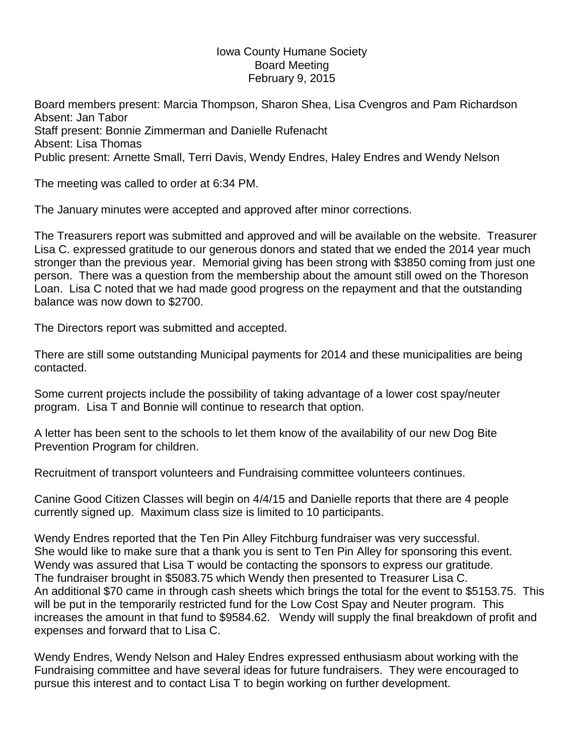# Iowa County Humane Society
## Board Meeting
### February 9, 2015

Board members present: Marcia Thompson, Sharon Shea, Lisa Cvengros and Pam Richardson
Absent: Jan Tabor
Staff present: Bonnie Zimmerman and Danielle Rufenacht
Absent: Lisa Thomas
Public present: Arnette Small, Terri Davis, Wendy Endres, Haley Endres and Wendy Nelson

The meeting was called to order at 6:34 PM.

The January minutes were accepted and approved after minor corrections.

The Treasurers report was submitted and approved and will be available on the website. Treasurer Lisa C. expressed gratitude to our generous donors and stated that we ended the 2014 year much stronger than the previous year. Memorial giving has been strong with $3850 coming from just one person. There was a question from the membership about the amount still owed on the Thoreson Loan. Lisa C noted that we had made good progress on the repayment and that the outstanding balance was now down to $2700.

The Directors report was submitted and accepted.

There are still some outstanding Municipal payments for 2014 and these municipalities are being contacted.

Some current projects include the possibility of taking advantage of a lower cost spay/neuter program. Lisa T and Bonnie will continue to research that option.

A letter has been sent to the schools to let them know of the availability of our new Dog Bite Prevention Program for children.

Recruitment of transport volunteers and Fundraising committee volunteers continues.

Canine Good Citizen Classes will begin on 4/4/15 and Danielle reports that there are 4 people currently signed up. Maximum class size is limited to 10 participants.

Wendy Endres reported that the Ten Pin Alley Fitchburg fundraiser was very successful. She would like to make sure that a thank you is sent to Ten Pin Alley for sponsoring this event. Wendy was assured that Lisa T would be contacting the sponsors to express our gratitude. The fundraiser brought in $5083.75 which Wendy then presented to Treasurer Lisa C. An additional $70 came in through cash sheets which brings the total for the event to $5153.75. This will be put in the temporarily restricted fund for the Low Cost Spay and Neuter program. This increases the amount in that fund to $9584.62. Wendy will supply the final breakdown of profit and expenses and forward that to Lisa C.

Wendy Endres, Wendy Nelson and Haley Endres expressed enthusiasm about working with the Fundraising committee and have several ideas for future fundraisers. They were encouraged to pursue this interest and to contact Lisa T to begin working on further development.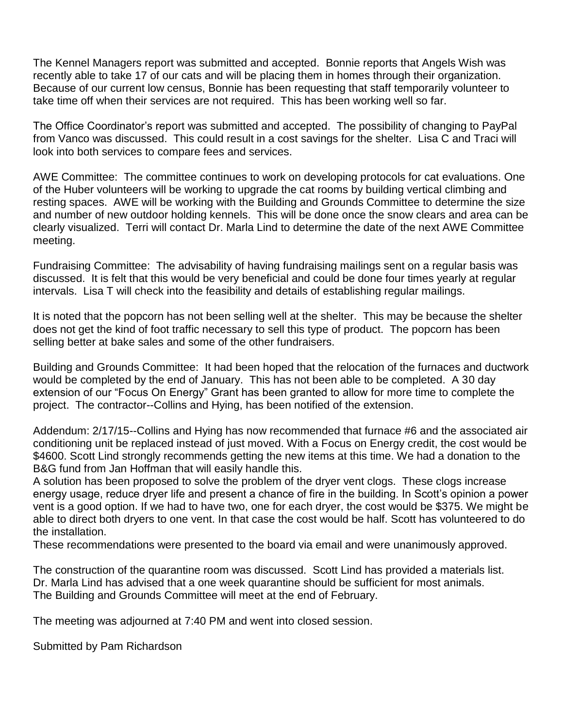The Kennel Managers report was submitted and accepted. Bonnie reports that Angels Wish was recently able to take 17 of our cats and will be placing them in homes through their organization. Because of our current low census, Bonnie has been requesting that staff temporarily volunteer to take time off when their services are not required. This has been working well so far.

The Office Coordinator's report was submitted and accepted. The possibility of changing to PayPal from Vanco was discussed. This could result in a cost savings for the shelter. Lisa C and Traci will look into both services to compare fees and services.

AWE Committee: The committee continues to work on developing protocols for cat evaluations. One of the Huber volunteers will be working to upgrade the cat rooms by building vertical climbing and resting spaces. AWE will be working with the Building and Grounds Committee to determine the size and number of new outdoor holding kennels. This will be done once the snow clears and area can be clearly visualized. Terri will contact Dr. Marla Lind to determine the date of the next AWE Committee meeting.

Fundraising Committee: The advisability of having fundraising mailings sent on a regular basis was discussed. It is felt that this would be very beneficial and could be done four times yearly at regular intervals. Lisa T will check into the feasibility and details of establishing regular mailings.

It is noted that the popcorn has not been selling well at the shelter. This may be because the shelter does not get the kind of foot traffic necessary to sell this type of product. The popcorn has been selling better at bake sales and some of the other fundraisers.

Building and Grounds Committee: It had been hoped that the relocation of the furnaces and ductwork would be completed by the end of January. This has not been able to be completed. A 30 day extension of our "Focus On Energy" Grant has been granted to allow for more time to complete the project. The contractor--Collins and Hying, has been notified of the extension.

Addendum: 2/17/15--Collins and Hying has now recommended that furnace #6 and the associated air conditioning unit be replaced instead of just moved. With a Focus on Energy credit, the cost would be $4600. Scott Lind strongly recommends getting the new items at this time. We had a donation to the B&G fund from Jan Hoffman that will easily handle this.
A solution has been proposed to solve the problem of the dryer vent clogs. These clogs increase energy usage, reduce dryer life and present a chance of fire in the building. In Scott's opinion a power vent is a good option. If we had to have two, one for each dryer, the cost would be $375. We might be able to direct both dryers to one vent. In that case the cost would be half. Scott has volunteered to do the installation.
These recommendations were presented to the board via email and were unanimously approved.

The construction of the quarantine room was discussed. Scott Lind has provided a materials list. Dr. Marla Lind has advised that a one week quarantine should be sufficient for most animals. The Building and Grounds Committee will meet at the end of February.

The meeting was adjourned at 7:40 PM and went into closed session.

Submitted by Pam Richardson